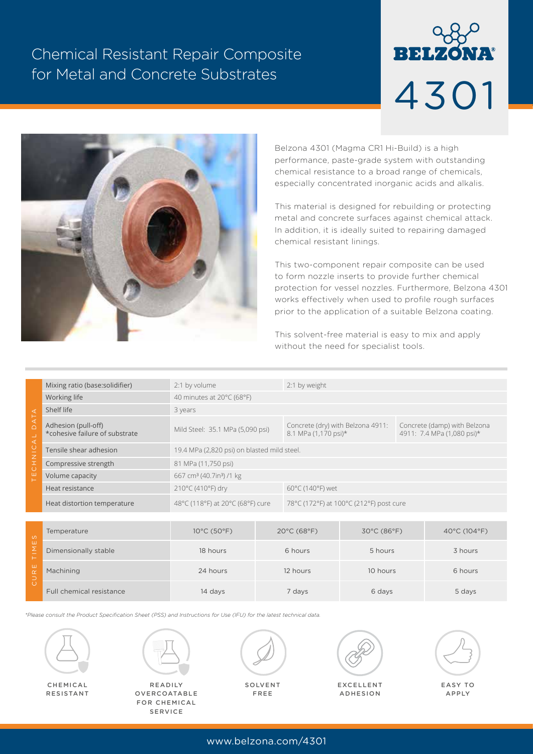# Chemical Resistant Repair Composite for Metal and Concrete Substrates

BELZONA®

# 4301

Belzona 4301 (Magma CR1 Hi-Build) is a high performance, paste-grade system with outstanding chemical resistance to a broad range of chemicals, especially concentrated inorganic acids and alkalis.

This material is designed for rebuilding or protecting metal and concrete surfaces against chemical attack. In addition, it is ideally suited to repairing damaged chemical resistant linings.

This two-component repair composite can be used to form nozzle inserts to provide further chemical protection for vessel nozzles. Furthermore, Belzona 4301 works effectively when used to profile rough surfaces prior to the application of a suitable Belzona coating.

This solvent-free material is easy to mix and apply without the need for specialist tools.

## TECHNICAL DATA

| | | | |
|---|---|---|---|
| Mixing ratio (base:solidifier) | 2:1 by volume | 2:1 by weight | |
| Working life | 40 minutes at 20°C (68°F) | | |
| Shelf life | 3 years | | |
| Adhesion (pull-off) *cohesive failure of substrate | Mild Steel: 35.1 MPa (5,090 psi) | Concrete (dry) with Belzona 4911: 8.1 MPa (1,170 psi)* | Concrete (damp) with Belzona 4911: 7.4 MPa (1,080 psi)* |
| Tensile shear adhesion | 19.4 MPa (2,820 psi) on blasted mild steel. | | |
| Compressive strength | 81 MPa (11,750 psi) | | |
| Volume capacity | 667 cm³ (40.7in³) /1 kg | | |
| Heat resistance | 210°C (410°F) dry | 60°C (140°F) wet | |
| Heat distortion temperature | 48°C (118°F) at 20°C (68°F) cure | 78°C (172°F) at 100°C (212°F) post cure | |

## CURE TIMES

| Temperature | 10°C (50°F) | 20°C (68°F) | 30°C (86°F) | 40°C (104°F) |
|---|---|---|---|---|
| Dimensionally stable | 18 hours | 6 hours | 5 hours | 3 hours |
| Machining | 24 hours | 12 hours | 10 hours | 6 hours |
| Full chemical resistance | 14 days | 7 days | 6 days | 5 days |

*\*Please consult the Product Specification Sheet (PSS) and Instructions for Use (IFU) for the latest technical data.*

CHEMICAL RESISTANT

READILY OVERCOATABLE FOR CHEMICAL SERVICE

SOLVENT FREE

EXCELLENT ADHESION

EASY TO APPLY

www.belzona.com/4301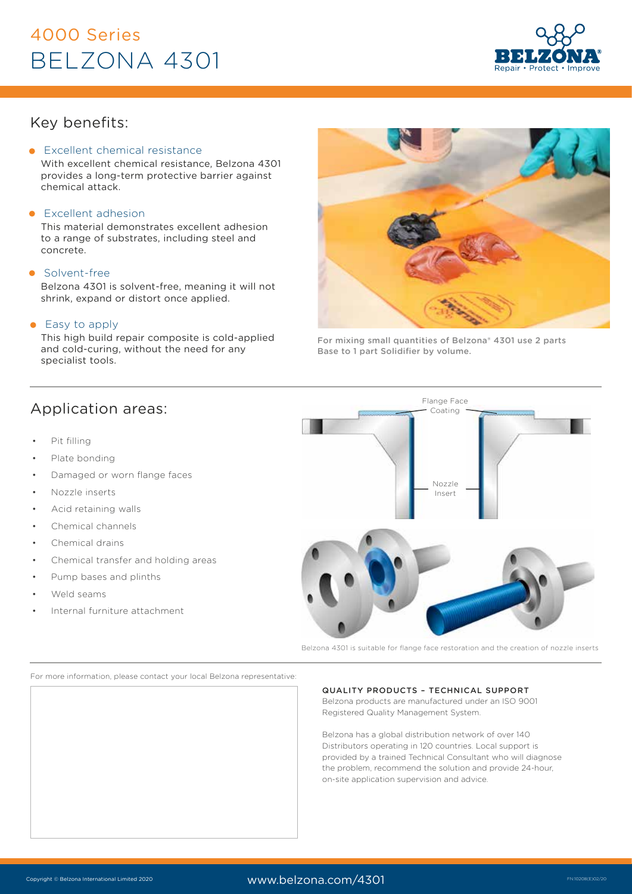# 4000 Series
# BELZONA 4301

## Key benefits:

- **Excellent chemical resistance**
  With excellent chemical resistance, Belzona 4301 provides a long-term protective barrier against chemical attack.

- **Excellent adhesion**
  This material demonstrates excellent adhesion to a range of substrates, including steel and concrete.

- **Solvent-free**
  Belzona 4301 is solvent-free, meaning it will not shrink, expand or distort once applied.

- **Easy to apply**
  This high build repair composite is cold-applied and cold-curing, without the need for any specialist tools.

For mixing small quantities of Belzona® 4301 use 2 parts Base to 1 part Solidifier by volume.

## Application areas:

- Pit filling
- Plate bonding
- Damaged or worn flange faces
- Nozzle inserts
- Acid retaining walls
- Chemical channels
- Chemical drains
- Chemical transfer and holding areas
- Pump bases and plinths
- Weld seams
- Internal furniture attachment

Flange Face Coating

Nozzle Insert

Belzona 4301 is suitable for flange face restoration and the creation of nozzle inserts

For more information, please contact your local Belzona representative:

**QUALITY PRODUCTS – TECHNICAL SUPPORT**

Belzona products are manufactured under an ISO 9001 Registered Quality Management System.

Belzona has a global distribution network of over 140 Distributors operating in 120 countries. Local support is provided by a trained Technical Consultant who will diagnose the problem, recommend the solution and provide 24-hour, on-site application supervision and advice.

Copyright © Belzona International Limited 2020

www.belzona.com/4301

FN10208(E)02/20